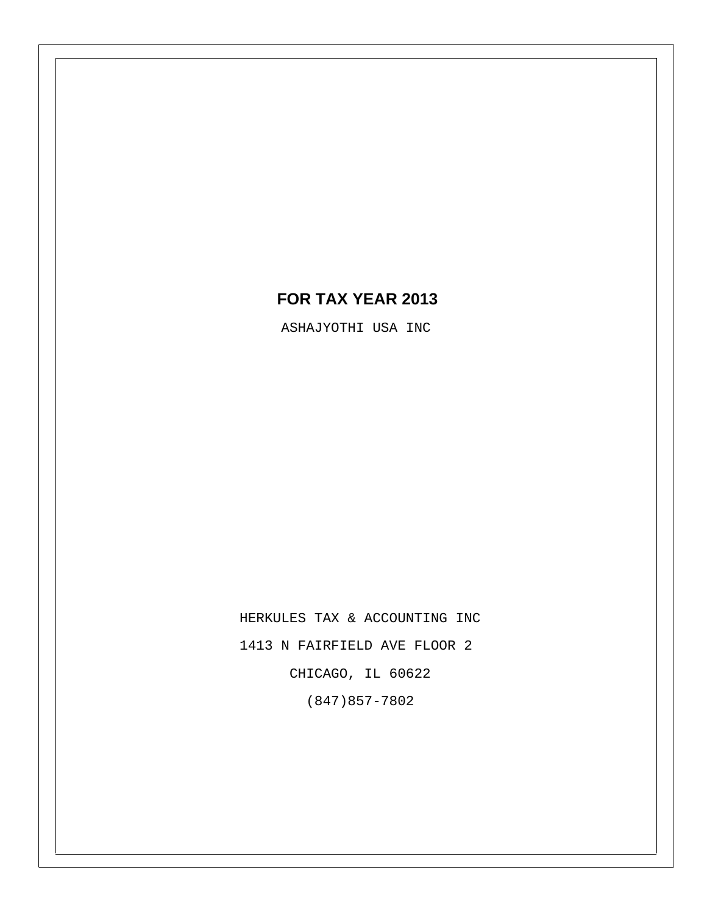# FOR TAX YEAR 2013

ASHAJYOTHI USA INC

HERKULES TAX & ACCOUNTING INC

1413 N FAIRFIELD AVE FLOOR 2

CHICAGO, IL 60622

(847)857-7802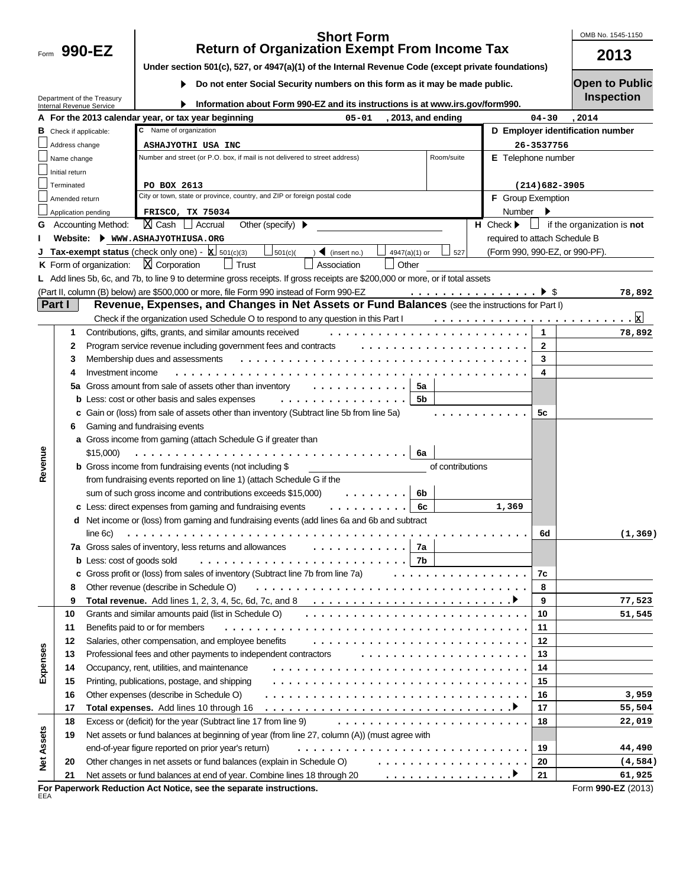Form **990-EZ**

Department of the Treasury
Internal Revenue Service

# Short Form
# Return of Organization Exempt From Income Tax

**Under section 501(c), 527, or 4947(a)(1) of the Internal Revenue Code (except private foundations)**

▶ **Do not enter Social Security numbers on this form as it may be made public.**

▶ **Information about Form 990-EZ and its instructions is at www.irs.gov/form990.**

OMB No. 1545-1150

**2013**

**Open to Public Inspection**

**A For the 2013 calendar year, or tax year beginning** 05-01 **, 2013, and ending** 04-30 **, 2014**

**B** Check if applicable:
- [ ] Address change
- [ ] Name change
- [ ] Initial return
- [ ] Terminated
- [ ] Amended return
- [ ] Application pending

**C** Name of organization: **ASHAJYOTHI USA INC**

Number and street (or P.O. box, if mail is not delivered to street address): **PO BOX 2613** Room/suite:

City or town, state or province, country, and ZIP or foreign postal code: **FRISCO, TX 75034**

**D Employer identification number:** 26-3537756

**E** Telephone number: (214)682-3905

**F** Group Exemption Number ▶

**G** Accounting Method: [X] Cash [ ] Accrual Other (specify) ▶

**H** Check ▶ [ ] if the organization is **not** required to attach Schedule B (Form 990, 990-EZ, or 990-PF).

**I Website:** ▶ WWW.ASHAJYOTHIUSA.ORG

**J Tax-exempt status** (check only one) - [X] 501(c)(3) [ ] 501(c)( ) ◀ (insert no.) [ ] 4947(a)(1) or [ ] 527

**K** Form of organization: [X] Corporation [ ] Trust [ ] Association [ ] Other

**L** Add lines 5b, 6c, and 7b, to line 9 to determine gross receipts. If gross receipts are $200,000 or more, or if total assets (Part II, column (B) below) are $500,000 or more, file Form 990 instead of Form 990-EZ . . . . ▶ $ 78,892

## Part I Revenue, Expenses, and Changes in Net Assets or Fund Balances (see the instructions for Part I)

Check if the organization used Schedule O to respond to any question in this Part I . . . . [X]

| Section | Line | Description | Sub-line | Sub-amount | Line | Amount |
|---|---|---|---|---|---|---|
| Revenue | 1 | Contributions, gifts, grants, and similar amounts received | | | 1 | 78,892 |
| | 2 | Program service revenue including government fees and contracts | | | 2 | |
| | 3 | Membership dues and assessments | | | 3 | |
| | 4 | Investment income | | | 4 | |
| | 5a | Gross amount from sale of assets other than inventory | 5a | | | |
| | b | Less: cost or other basis and sales expenses | 5b | | | |
| | c | Gain or (loss) from sale of assets other than inventory (Subtract line 5b from line 5a) | | | 5c | |
| | 6 | Gaming and fundraising events | | | | |
| | a | Gross income from gaming (attach Schedule G if greater than $15,000) | 6a | | | |
| | b | Gross income from fundraising events (not including $ of contributions from fundraising events reported on line 1) (attach Schedule G if the sum of such gross income and contributions exceeds $15,000) | 6b | | | |
| | c | Less: direct expenses from gaming and fundraising events | 6c | 1,369 | | |
| | d | Net income or (loss) from gaming and fundraising events (add lines 6a and 6b and subtract line 6c) | | | 6d | (1,369) |
| | 7a | Gross sales of inventory, less returns and allowances | 7a | | | |
| | b | Less: cost of goods sold | 7b | | | |
| | c | Gross profit or (loss) from sales of inventory (Subtract line 7b from line 7a) | | | 7c | |
| | 8 | Other revenue (describe in Schedule O) | | | 8 | |
| | 9 | **Total revenue.** Add lines 1, 2, 3, 4, 5c, 6d, 7c, and 8 ▶ | | | 9 | 77,523 |
| Expenses | 10 | Grants and similar amounts paid (list in Schedule O) | | | 10 | 51,545 |
| | 11 | Benefits paid to or for members | | | 11 | |
| | 12 | Salaries, other compensation, and employee benefits | | | 12 | |
| | 13 | Professional fees and other payments to independent contractors | | | 13 | |
| | 14 | Occupancy, rent, utilities, and maintenance | | | 14 | |
| | 15 | Printing, publications, postage, and shipping | | | 15 | |
| | 16 | Other expenses (describe in Schedule O) | | | 16 | 3,959 |
| | 17 | **Total expenses.** Add lines 10 through 16 ▶ | | | 17 | 55,504 |
| Net Assets | 18 | Excess or (deficit) for the year (Subtract line 17 from line 9) | | | 18 | 22,019 |
| | 19 | Net assets or fund balances at beginning of year (from line 27, column (A)) (must agree with end-of-year figure reported on prior year's return) | | | 19 | 44,490 |
| | 20 | Other changes in net assets or fund balances (explain in Schedule O) | | | 20 | (4,584) |
| | 21 | Net assets or fund balances at end of year. Combine lines 18 through 20 ▶ | | | 21 | 61,925 |

**For Paperwork Reduction Act Notice, see the separate instructions.** Form **990-EZ** (2013)

EEA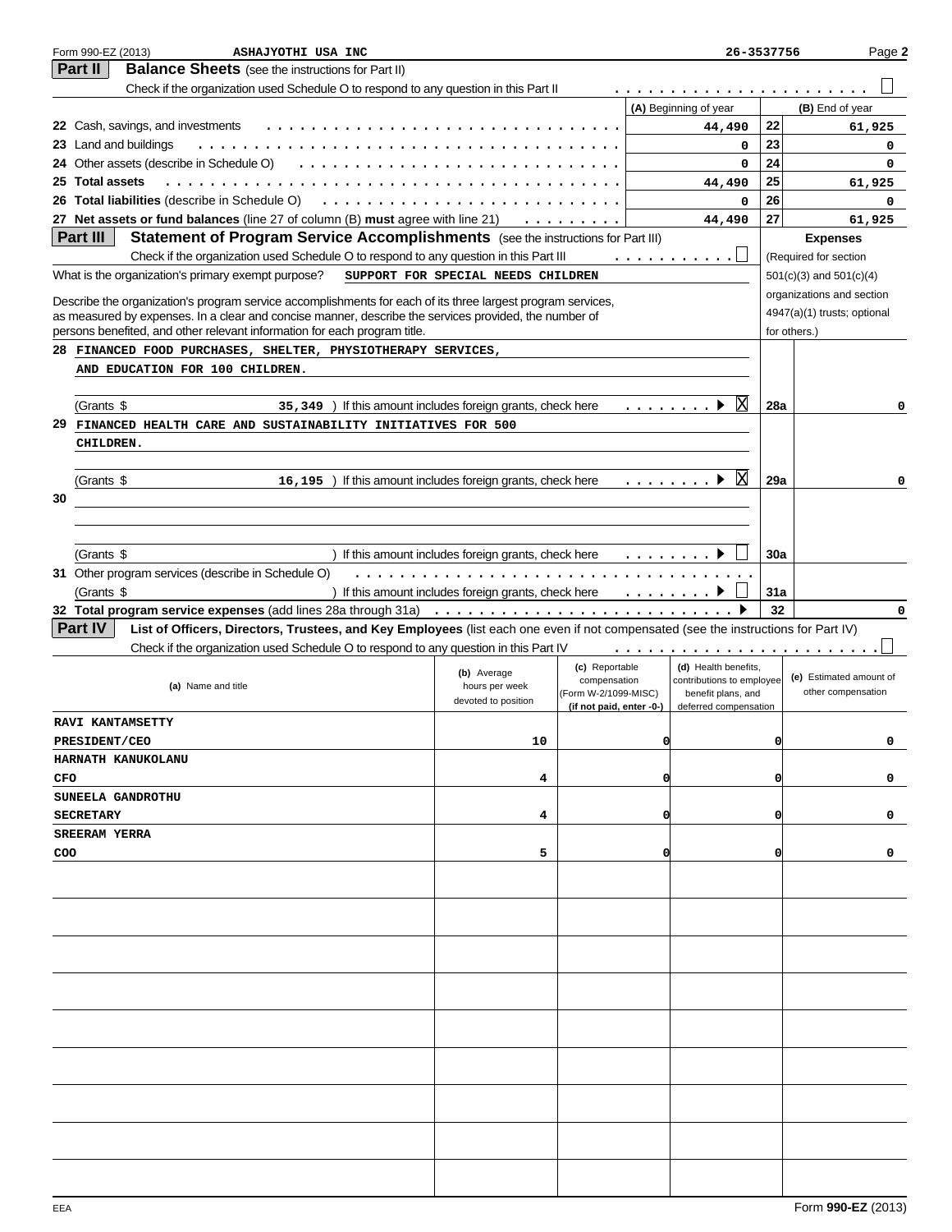Form 990-EZ (2013) ASHAJYOTHI USA INC 26-3537756 Page **2**

## Part II Balance Sheets (see the instructions for Part II)

Check if the organization used Schedule O to respond to any question in this Part II ☐

| | (A) Beginning of year | | (B) End of year |
|---|---|---|---|
| **22** Cash, savings, and investments | 44,490 | 22 | 61,925 |
| **23** Land and buildings | 0 | 23 | 0 |
| **24** Other assets (describe in Schedule O) | 0 | 24 | 0 |
| **25 Total assets** | 44,490 | 25 | 61,925 |
| **26 Total liabilities** (describe in Schedule O) | 0 | 26 | 0 |
| **27 Net assets or fund balances** (line 27 of column (B) **must** agree with line 21) | 44,490 | 27 | 61,925 |

## Part III Statement of Program Service Accomplishments (see the instructions for Part III)

Check if the organization used Schedule O to respond to any question in this Part III ☐

What is the organization's primary exempt purpose? SUPPORT FOR SPECIAL NEEDS CHILDREN

Describe the organization's program service accomplishments for each of its three largest program services, as measured by expenses. In a clear and concise manner, describe the services provided, the number of persons benefited, and other relevant information for each program title.

**Expenses** (Required for section 501(c)(3) and 501(c)(4) organizations and section 4947(a)(1) trusts; optional for others.)

| | | | Expenses |
|---|---|---|---|
| **28** FINANCED FOOD PURCHASES, SHELTER, PHYSIOTHERAPY SERVICES, AND EDUCATION FOR 100 CHILDREN. | (Grants $ 35,349 ) If this amount includes foreign grants, check here ☒ | 28a | 0 |
| **29** FINANCED HEALTH CARE AND SUSTAINABILITY INITIATIVES FOR 500 CHILDREN. | (Grants $ 16,195 ) If this amount includes foreign grants, check here ☒ | 29a | 0 |
| **30** | (Grants $ ) If this amount includes foreign grants, check here ☐ | 30a | |
| **31** Other program services (describe in Schedule O) | (Grants $ ) If this amount includes foreign grants, check here ☐ | 31a | |
| **32 Total program service expenses** (add lines 28a through 31a) | | 32 | 0 |

## Part IV List of Officers, Directors, Trustees, and Key Employees (list each one even if not compensated (see the instructions for Part IV)

Check if the organization used Schedule O to respond to any question in this Part IV ☐

| (a) Name and title | (b) Average hours per week devoted to position | (c) Reportable compensation (Form W-2/1099-MISC) (if not paid, enter -0-) | (d) Health benefits, contributions to employee benefit plans, and deferred compensation | (e) Estimated amount of other compensation |
|---|---|---|---|---|
| RAVI KANTAMSETTY PRESIDENT/CEO | 10 | 0 | 0 | 0 |
| HARNATH KANUKOLANU CFO | 4 | 0 | 0 | 0 |
| SUNEELA GANDROTHU SECRETARY | 4 | 0 | 0 | 0 |
| SREERAM YERRA COO | 5 | 0 | 0 | 0 |

EEA Form **990-EZ** (2013)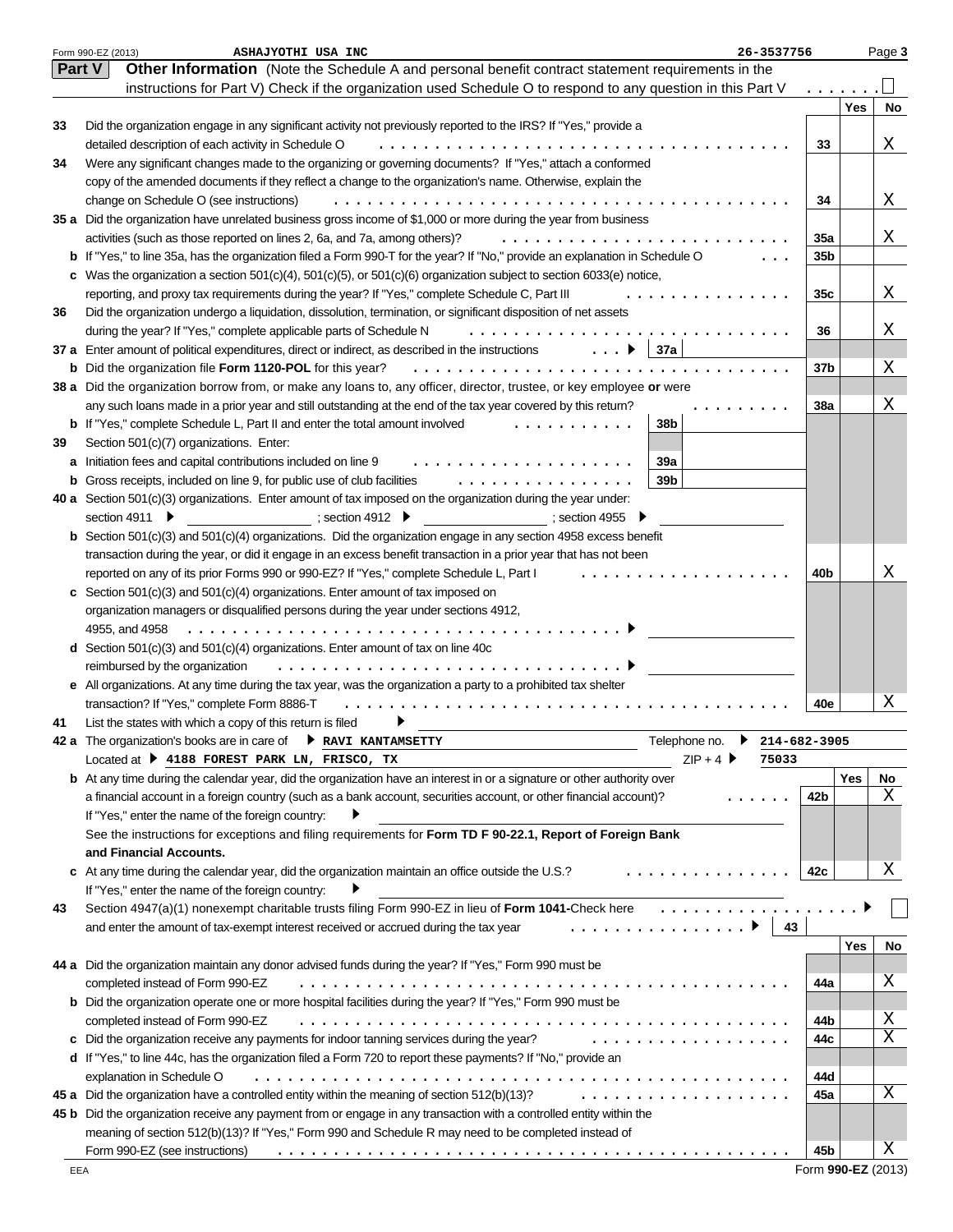Form 990-EZ (2013) ASHAJYOTHI USA INC 26-3537756 Page 3

**Part V** **Other Information** (Note the Schedule A and personal benefit contract statement requirements in the instructions for Part V) Check if the organization used Schedule O to respond to any question in this Part V . . . . . . . ☐

| | | | Yes | No |
|---|---|---|---|---|
| 33 | Did the organization engage in any significant activity not previously reported to the IRS? If "Yes," provide a detailed description of each activity in Schedule O | 33 | | X |
| 34 | Were any significant changes made to the organizing or governing documents? If "Yes," attach a conformed copy of the amended documents if they reflect a change to the organization's name. Otherwise, explain the change on Schedule O (see instructions) | 34 | | X |
| 35 a | Did the organization have unrelated business gross income of $1,000 or more during the year from business activities (such as those reported on lines 2, 6a, and 7a, among others)? | 35a | | X |
| b | If "Yes," to line 35a, has the organization filed a Form 990-T for the year? If "No," provide an explanation in Schedule O | 35b | | |
| c | Was the organization a section 501(c)(4), 501(c)(5), or 501(c)(6) organization subject to section 6033(e) notice, reporting, and proxy tax requirements during the year? If "Yes," complete Schedule C, Part III | 35c | | X |
| 36 | Did the organization undergo a liquidation, dissolution, termination, or significant disposition of net assets during the year? If "Yes," complete applicable parts of Schedule N | 36 | | X |
| 37 a | Enter amount of political expenditures, direct or indirect, as described in the instructions ▶ 37a | | | |
| b | Did the organization file **Form 1120-POL** for this year? | 37b | | X |
| 38 a | Did the organization borrow from, or make any loans to, any officer, director, trustee, or key employee **or** were any such loans made in a prior year and still outstanding at the end of the tax year covered by this return? | 38a | | X |
| b | If "Yes," complete Schedule L, Part II and enter the total amount involved 38b | | | |
| 39 | Section 501(c)(7) organizations. Enter: | | | |
| a | Initiation fees and capital contributions included on line 9 39a | | | |
| b | Gross receipts, included on line 9, for public use of club facilities 39b | | | |
| 40 a | Section 501(c)(3) organizations. Enter amount of tax imposed on the organization during the year under: section 4911 ▶ ; section 4912 ▶ ; section 4955 ▶ | | | |
| b | Section 501(c)(3) and 501(c)(4) organizations. Did the organization engage in any section 4958 excess benefit transaction during the year, or did it engage in an excess benefit transaction in a prior year that has not been reported on any of its prior Forms 990 or 990-EZ? If "Yes," complete Schedule L, Part I | 40b | | X |
| c | Section 501(c)(3) and 501(c)(4) organizations. Enter amount of tax imposed on organization managers or disqualified persons during the year under sections 4912, 4955, and 4958 ▶ | | | |
| d | Section 501(c)(3) and 501(c)(4) organizations. Enter amount of tax on line 40c reimbursed by the organization ▶ | | | |
| e | All organizations. At any time during the tax year, was the organization a party to a prohibited tax shelter transaction? If "Yes," complete Form 8886-T | 40e | | X |
| 41 | List the states with which a copy of this return is filed ▶ | | | |

42 a The organization's books are in care of ▶ **RAVI KANTAMSETTY** Telephone no. ▶ **214-682-3905**
Located at ▶ **4188 FOREST PARK LN, FRISCO, TX** ZIP + 4 ▶ **75033**

| | | | Yes | No |
|---|---|---|---|---|
| b | At any time during the calendar year, did the organization have an interest in or a signature or other authority over a financial account in a foreign country (such as a bank account, securities account, or other financial account)? If "Yes," enter the name of the foreign country: ▶ See the instructions for exceptions and filing requirements for **Form TD F 90-22.1, Report of Foreign Bank and Financial Accounts.** | 42b | | X |
| c | At any time during the calendar year, did the organization maintain an office outside the U.S.? If "Yes," enter the name of the foreign country: ▶ | 42c | | X |

43 Section 4947(a)(1) nonexempt charitable trusts filing Form 990-EZ in lieu of **Form 1041**-Check here ▶ ☐ and enter the amount of tax-exempt interest received or accrued during the tax year ▶ 43

| | | | Yes | No |
|---|---|---|---|---|
| 44 a | Did the organization maintain any donor advised funds during the year? If "Yes," Form 990 must be completed instead of Form 990-EZ | 44a | | X |
| b | Did the organization operate one or more hospital facilities during the year? If "Yes," Form 990 must be completed instead of Form 990-EZ | 44b | | X |
| c | Did the organization receive any payments for indoor tanning services during the year? | 44c | | X |
| d | If "Yes," to line 44c, has the organization filed a Form 720 to report these payments? If "No," provide an explanation in Schedule O | 44d | | |
| 45 a | Did the organization have a controlled entity within the meaning of section 512(b)(13)? | 45a | | X |
| 45 b | Did the organization receive any payment from or engage in any transaction with a controlled entity within the meaning of section 512(b)(13)? If "Yes," Form 990 and Schedule R may need to be completed instead of Form 990-EZ (see instructions) | 45b | | X |

EEA Form **990-EZ** (2013)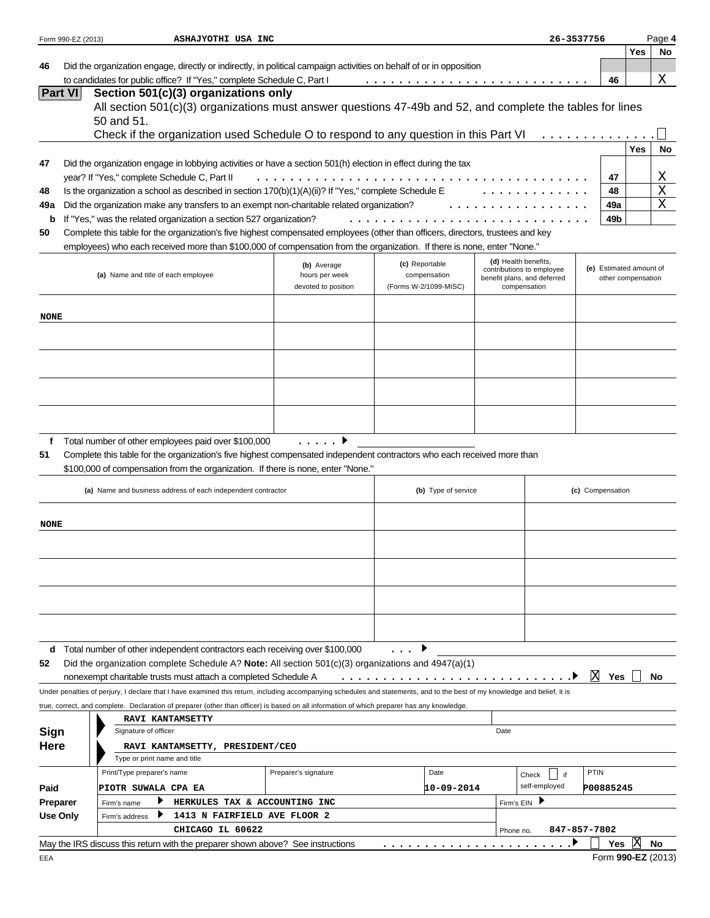Form 990-EZ (2013) ASHAJYOTHI USA INC 26-3537756 Page 4

| | | | Yes | No |
|---|---|---|---|---|
| 46 | Did the organization engage, directly or indirectly, in political campaign activities on behalf of or in opposition to candidates for public office? If "Yes," complete Schedule C, Part I | 46 | | X |

## Part VI Section 501(c)(3) organizations only

All section 501(c)(3) organizations must answer questions 47-49b and 52, and complete the tables for lines 50 and 51.

Check if the organization used Schedule O to respond to any question in this Part VI ☐

| | | | Yes | No |
|---|---|---|---|---|
| 47 | Did the organization engage in lobbying activities or have a section 501(h) election in effect during the tax year? If "Yes," complete Schedule C, Part II | 47 | | X |
| 48 | Is the organization a school as described in section 170(b)(1)(A)(ii)? If "Yes," complete Schedule E | 48 | | X |
| 49a | Did the organization make any transfers to an exempt non-charitable related organization? | 49a | | X |
| b | If "Yes," was the related organization a section 527 organization? | 49b | | |

**50** Complete this table for the organization's five highest compensated employees (other than officers, directors, trustees and key employees) who each received more than $100,000 of compensation from the organization. If there is none, enter "None."

| (a) Name and title of each employee | (b) Average hours per week devoted to position | (c) Reportable compensation (Forms W-2/1099-MISC) | (d) Health benefits, contributions to employee benefit plans, and deferred compensation | (e) Estimated amount of other compensation |
|---|---|---|---|---|
| NONE | | | | |
| | | | | |
| | | | | |
| | | | | |
| | | | | |

**f** Total number of other employees paid over $100,000 ▶

**51** Complete this table for the organization's five highest compensated independent contractors who each received more than $100,000 of compensation from the organization. If there is none, enter "None."

| (a) Name and business address of each independent contractor | (b) Type of service | (c) Compensation |
|---|---|---|
| NONE | | |
| | | |
| | | |
| | | |
| | | |

**d** Total number of other independent contractors each receiving over $100,000 ▶

**52** Did the organization complete Schedule A? **Note:** All section 501(c)(3) organizations and 4947(a)(1) nonexempt charitable trusts must attach a completed Schedule A ▶ ☒ Yes ☐ No

Under penalties of perjury, I declare that I have examined this return, including accompanying schedules and statements, and to the best of my knowledge and belief, it is true, correct, and complete. Declaration of preparer (other than officer) is based on all information of which preparer has any knowledge.

**Sign Here**

RAVI KANTAMSETTY
Signature of officer | Date

RAVI KANTAMSETTY, PRESIDENT/CEO
Type or print name and title

**Paid Preparer Use Only**

| Print/Type preparer's name | Preparer's signature | Date | Check ☐ if self-employed | PTIN |
|---|---|---|---|---|
| PIOTR SUWALA CPA EA | | 10-09-2014 | | P00885245 |

Firm's name ▶ HERKULES TAX & ACCOUNTING INC | Firm's EIN ▶

Firm's address ▶ 1413 N FAIRFIELD AVE FLOOR 2 CHICAGO IL 60622 | Phone no. 847-857-7802

May the IRS discuss this return with the preparer shown above? See instructions ▶ ☐ Yes ☒ No

EEA Form **990-EZ** (2013)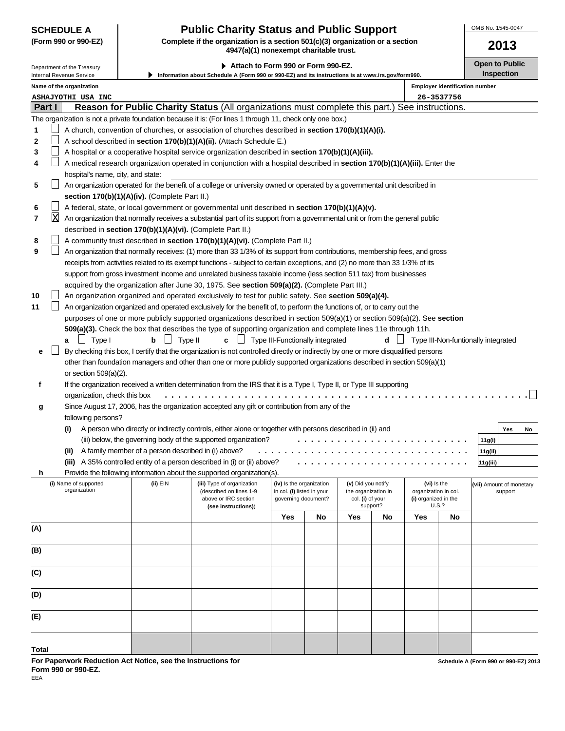**SCHEDULE A**
**(Form 990 or 990-EZ)**

Department of the Treasury
Internal Revenue Service

# Public Charity Status and Public Support

**Complete if the organization is a section 501(c)(3) organization or a section 4947(a)(1) nonexempt charitable trust.**

▶ **Attach to Form 990 or Form 990-EZ.**

▶ **Information about Schedule A (Form 990 or 990-EZ) and its instructions is at www.irs.gov/form990.**

OMB No. 1545-0047

**2013**

**Open to Public Inspection**

**Name of the organization**
ASHAJYOTHI USA INC

**Employer identification number**
26-3537756

## Part I — Reason for Public Charity Status (All organizations must complete this part.) See instructions.

The organization is not a private foundation because it is: (For lines 1 through 11, check only one box.)

1. ☐ A church, convention of churches, or association of churches described in **section 170(b)(1)(A)(i).**
2. ☐ A school described in **section 170(b)(1)(A)(ii).** (Attach Schedule E.)
3. ☐ A hospital or a cooperative hospital service organization described in **section 170(b)(1)(A)(iii).**
4. ☐ A medical research organization operated in conjunction with a hospital described in **section 170(b)(1)(A)(iii).** Enter the hospital's name, city, and state:
5. ☐ An organization operated for the benefit of a college or university owned or operated by a governmental unit described in **section 170(b)(1)(A)(iv).** (Complete Part II.)
6. ☐ A federal, state, or local government or governmental unit described in **section 170(b)(1)(A)(v).**
7. ☒ An organization that normally receives a substantial part of its support from a governmental unit or from the general public described in **section 170(b)(1)(A)(vi).** (Complete Part II.)
8. ☐ A community trust described in **section 170(b)(1)(A)(vi).** (Complete Part II.)
9. ☐ An organization that normally receives: (1) more than 33 1/3% of its support from contributions, membership fees, and gross receipts from activities related to its exempt functions - subject to certain exceptions, and (2) no more than 33 1/3% of its support from gross investment income and unrelated business taxable income (less section 511 tax) from businesses acquired by the organization after June 30, 1975. See **section 509(a)(2).** (Complete Part III.)
10. ☐ An organization organized and operated exclusively to test for public safety. See **section 509(a)(4).**
11. ☐ An organization organized and operated exclusively for the benefit of, to perform the functions of, or to carry out the purposes of one or more publicly supported organizations described in section 509(a)(1) or section 509(a)(2). See **section 509(a)(3).** Check the box that describes the type of supporting organization and complete lines 11e through 11h.

   **a** ☐ Type I  **b** ☐ Type II  **c** ☐ Type III-Functionally integrated  **d** ☐ Type III-Non-funtionally integrated

   **e** ☐ By checking this box, I certify that the organization is not controlled directly or indirectly by one or more disqualified persons other than foundation managers and other than one or more publicly supported organizations described in section 509(a)(1) or section 509(a)(2).

   **f** If the organization received a written determination from the IRS that it is a Type I, Type II, or Type III supporting organization, check this box ☐

   **g** Since August 17, 2006, has the organization accepted any gift or contribution from any of the following persons?

| | | Yes | No |
|---|---|---|---|
| **(i)** A person who directly or indirectly controls, either alone or together with persons described in (ii) and (iii) below, the governing body of the supported organization? | 11g(i) | | |
| **(ii)** A family member of a person described in (i) above? | 11g(ii) | | |
| **(iii)** A 35% controlled entity of a person described in (i) or (ii) above? | 11g(iii) | | |

   **h** Provide the following information about the supported organization(s).

| (i) Name of supported organization | (ii) EIN | (iii) Type of organization (described on lines 1-9 above or IRC section (see instructions)) | (iv) Is the organization in col. (i) listed in your governing document? | | (v) Did you notify the organization in col. (i) of your support? | | (vi) Is the organization in col. (i) organized in the U.S.? | | (vii) Amount of monetary support |
|---|---|---|---|---|---|---|---|---|---|
| | | | Yes | No | Yes | No | Yes | No | |
| (A) | | | | | | | | | |
| (B) | | | | | | | | | |
| (C) | | | | | | | | | |
| (D) | | | | | | | | | |
| (E) | | | | | | | | | |
| Total | | | | | | | | | |

**For Paperwork Reduction Act Notice, see the Instructions for Form 990 or 990-EZ.**

**Schedule A (Form 990 or 990-EZ) 2013**

EEA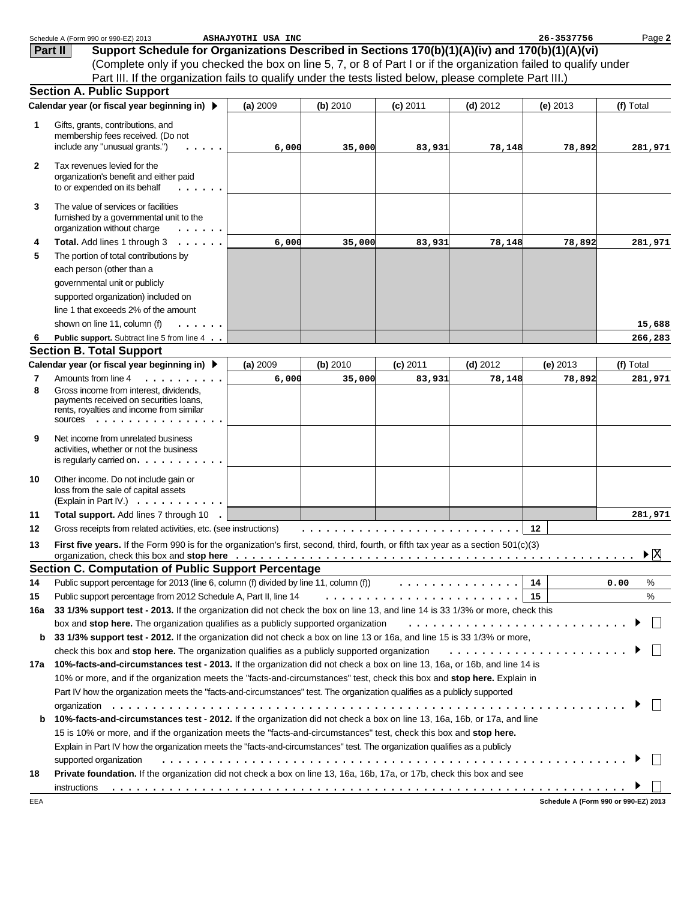Schedule A (Form 990 or 990-EZ) 2013 ASHAJYOTHI USA INC 26-3537756

## Part II Support Schedule for Organizations Described in Sections 170(b)(1)(A)(iv) and 170(b)(1)(A)(vi)

(Complete only if you checked the box on line 5, 7, or 8 of Part I or if the organization failed to qualify under Part III. If the organization fails to qualify under the tests listed below, please complete Part III.)

### Section A. Public Support

| | Calendar year (or fiscal year beginning in) ▶ | (a) 2009 | (b) 2010 | (c) 2011 | (d) 2012 | (e) 2013 | (f) Total |
|---|---|---|---|---|---|---|---|
| 1 | Gifts, grants, contributions, and membership fees received. (Do not include any "unusual grants.") | 6,000 | 35,000 | 83,931 | 78,148 | 78,892 | 281,971 |
| 2 | Tax revenues levied for the organization's benefit and either paid to or expended on its behalf | | | | | | |
| 3 | The value of services or facilities furnished by a governmental unit to the organization without charge | | | | | | |
| 4 | **Total.** Add lines 1 through 3 | 6,000 | 35,000 | 83,931 | 78,148 | 78,892 | 281,971 |
| 5 | The portion of total contributions by each person (other than a governmental unit or publicly supported organization) included on line 1 that exceeds 2% of the amount shown on line 11, column (f) | | | | | | 15,688 |
| 6 | **Public support.** Subtract line 5 from line 4 | | | | | | 266,283 |

### Section B. Total Support

| | Calendar year (or fiscal year beginning in) ▶ | (a) 2009 | (b) 2010 | (c) 2011 | (d) 2012 | (e) 2013 | (f) Total |
|---|---|---|---|---|---|---|---|
| 7 | Amounts from line 4 | 6,000 | 35,000 | 83,931 | 78,148 | 78,892 | 281,971 |
| 8 | Gross income from interest, dividends, payments received on securities loans, rents, royalties and income from similar sources | | | | | | |
| 9 | Net income from unrelated business activities, whether or not the business is regularly carried on | | | | | | |
| 10 | Other income. Do not include gain or loss from the sale of capital assets (Explain in Part IV.) | | | | | | |
| 11 | **Total support.** Add lines 7 through 10 | | | | | | 281,971 |

**12** Gross receipts from related activities, etc. (see instructions) . . . **12**

**13** **First five years.** If the Form 990 is for the organization's first, second, third, fourth, or fifth tax year as a section 501(c)(3) organization, check this box and **stop here** ▶ ☒

### Section C. Computation of Public Support Percentage

**14** Public support percentage for 2013 (line 6, column (f) divided by line 11, column (f)) . . . **14** 0.00 %

**15** Public support percentage from 2012 Schedule A, Part II, line 14 . . . **15** %

**16a** **33 1/3% support test - 2013.** If the organization did not check the box on line 13, and line 14 is 33 1/3% or more, check this box and **stop here.** The organization qualifies as a publicly supported organization ▶ ☐

**b** **33 1/3% support test - 2012.** If the organization did not check a box on line 13 or 16a, and line 15 is 33 1/3% or more, check this box and **stop here.** The organization qualifies as a publicly supported organization ▶ ☐

**17a** **10%-facts-and-circumstances test - 2013.** If the organization did not check a box on line 13, 16a, or 16b, and line 14 is 10% or more, and if the organization meets the "facts-and-circumstances" test, check this box and **stop here.** Explain in Part IV how the organization meets the "facts-and-circumstances" test. The organization qualifies as a publicly supported organization ▶ ☐

**b** **10%-facts-and-circumstances test - 2012.** If the organization did not check a box on line 13, 16a, 16b, or 17a, and line 15 is 10% or more, and if the organization meets the "facts-and-circumstances" test, check this box and **stop here.** Explain in Part IV how the organization meets the "facts-and-circumstances" test. The organization qualifies as a publicly supported organization ▶ ☐

**18** **Private foundation.** If the organization did not check a box on line 13, 16a, 16b, 17a, or 17b, check this box and see instructions ▶ ☐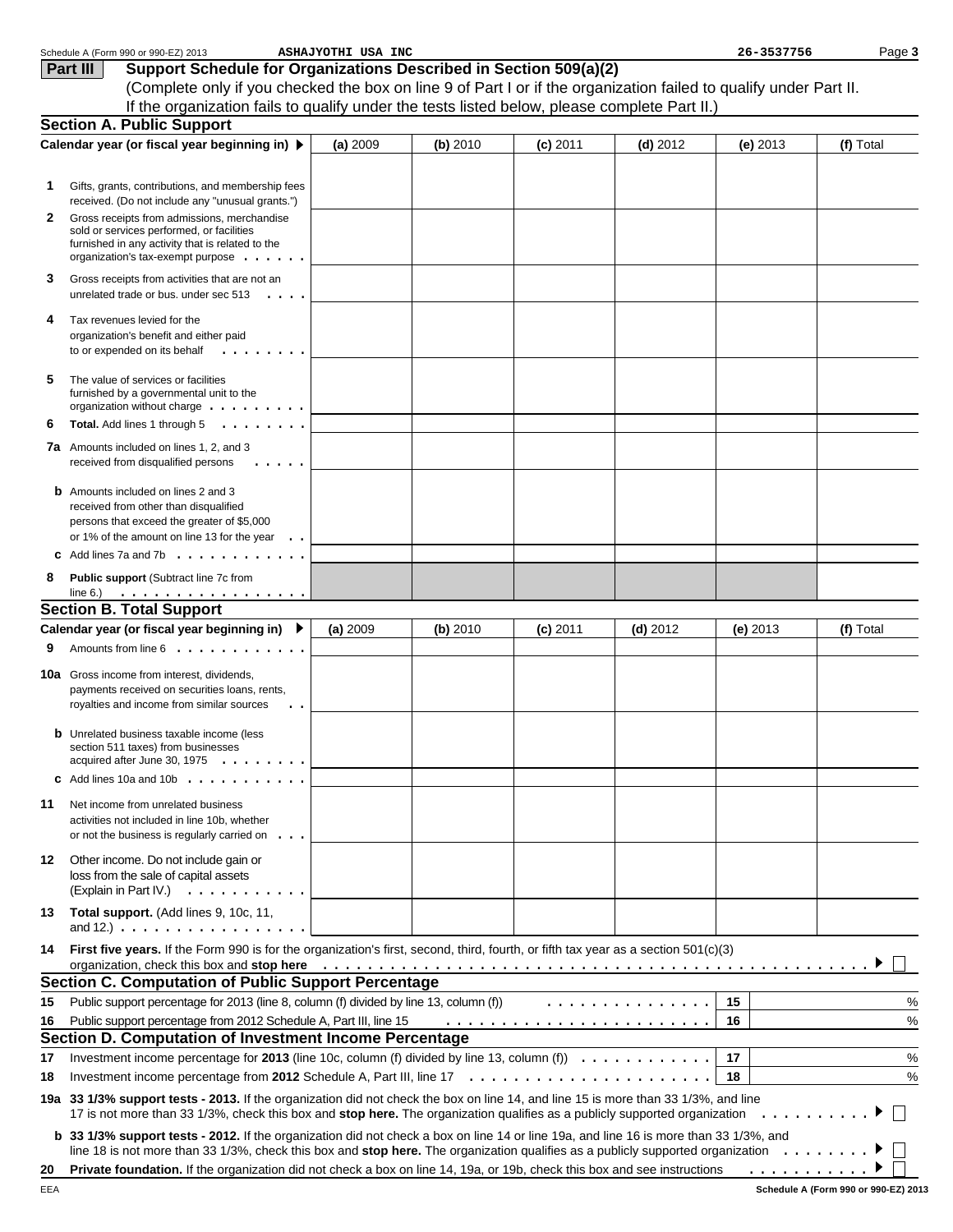Schedule A (Form 990 or 990-EZ) 2013 ASHAJYOTHI USA INC 26-3537756 Page **3**

## Part III Support Schedule for Organizations Described in Section 509(a)(2)

(Complete only if you checked the box on line 9 of Part I or if the organization failed to qualify under Part II. If the organization fails to qualify under the tests listed below, please complete Part II.)

### Section A. Public Support

| Calendar year (or fiscal year beginning in) ▶ | (a) 2009 | (b) 2010 | (c) 2011 | (d) 2012 | (e) 2013 | (f) Total |
|---|---|---|---|---|---|---|
| **1** Gifts, grants, contributions, and membership fees received. (Do not include any "unusual grants.") | | | | | | |
| **2** Gross receipts from admissions, merchandise sold or services performed, or facilities furnished in any activity that is related to the organization's tax-exempt purpose | | | | | | |
| **3** Gross receipts from activities that are not an unrelated trade or bus. under sec 513 | | | | | | |
| **4** Tax revenues levied for the organization's benefit and either paid to or expended on its behalf | | | | | | |
| **5** The value of services or facilities furnished by a governmental unit to the organization without charge | | | | | | |
| **6** **Total.** Add lines 1 through 5 | | | | | | |
| **7a** Amounts included on lines 1, 2, and 3 received from disqualified persons | | | | | | |
| **b** Amounts included on lines 2 and 3 received from other than disqualified persons that exceed the greater of $5,000 or 1% of the amount on line 13 for the year | | | | | | |
| **c** Add lines 7a and 7b | | | | | | |
| **8** **Public support** (Subtract line 7c from line 6.) | | | | | | |

### Section B. Total Support

| Calendar year (or fiscal year beginning in) ▶ | (a) 2009 | (b) 2010 | (c) 2011 | (d) 2012 | (e) 2013 | (f) Total |
|---|---|---|---|---|---|---|
| **9** Amounts from line 6 | | | | | | |
| **10a** Gross income from interest, dividends, payments received on securities loans, rents, royalties and income from similar sources | | | | | | |
| **b** Unrelated business taxable income (less section 511 taxes) from businesses acquired after June 30, 1975 | | | | | | |
| **c** Add lines 10a and 10b | | | | | | |
| **11** Net income from unrelated business activities not included in line 10b, whether or not the business is regularly carried on | | | | | | |
| **12** Other income. Do not include gain or loss from the sale of capital assets (Explain in Part IV.) | | | | | | |
| **13** **Total support.** (Add lines 9, 10c, 11, and 12.) | | | | | | |

**14** **First five years.** If the Form 990 is for the organization's first, second, third, fourth, or fifth tax year as a section 501(c)(3) organization, check this box and **stop here** ▶ ☐

### Section C. Computation of Public Support Percentage

| | | | |
|---|---|---|---|
| **15** | Public support percentage for 2013 (line 8, column (f) divided by line 13, column (f)) | 15 | % |
| **16** | Public support percentage from 2012 Schedule A, Part III, line 15 | 16 | % |

### Section D. Computation of Investment Income Percentage

| | | | |
|---|---|---|---|
| **17** | Investment income percentage for **2013** (line 10c, column (f) divided by line 13, column (f)) | 17 | % |
| **18** | Investment income percentage from **2012** Schedule A, Part III, line 17 | 18 | % |

**19a** **33 1/3% support tests - 2013.** If the organization did not check the box on line 14, and line 15 is more than 33 1/3%, and line 17 is not more than 33 1/3%, check this box and **stop here.** The organization qualifies as a publicly supported organization ▶ ☐

**b** **33 1/3% support tests - 2012.** If the organization did not check a box on line 14 or line 19a, and line 16 is more than 33 1/3%, and line 18 is not more than 33 1/3%, check this box and **stop here.** The organization qualifies as a publicly supported organization ▶ ☐

**20** **Private foundation.** If the organization did not check a box on line 14, 19a, or 19b, check this box and see instructions ▶ ☐

EEA **Schedule A (Form 990 or 990-EZ) 2013**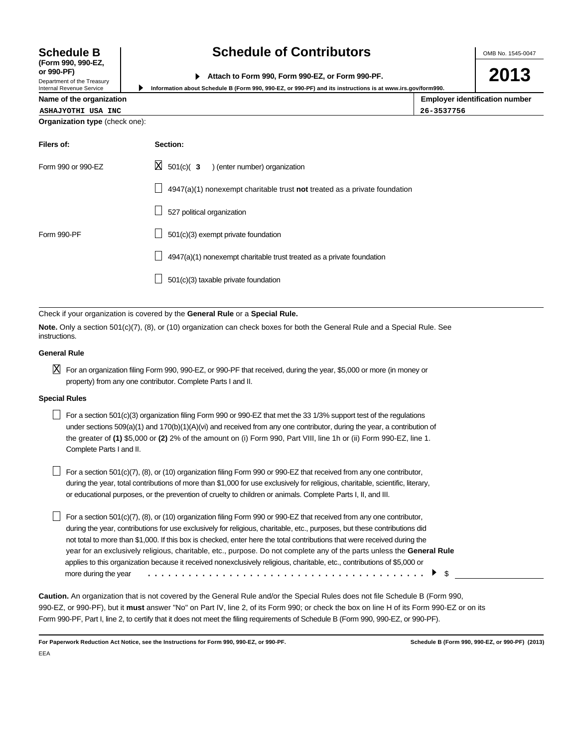# Schedule B

**(Form 990, 990-EZ, or 990-PF)**

Department of the Treasury
Internal Revenue Service

# Schedule of Contributors

▶ **Attach to Form 990, Form 990-EZ, or Form 990-PF.**

▶ **Information about Schedule B (Form 990, 990-EZ, or 990-PF) and its instructions is at www.irs.gov/form990.**

OMB No. 1545-0047

**2013**

| Name of the organization | Employer identification number |
|---|---|
| ASHAJYOTHI USA INC | 26-3537756 |

**Organization type** (check one):

| Filers of: | Section: |
|---|---|
| Form 990 or 990-EZ | [X] 501(c)( **3** ) (enter number) organization |
| | [ ] 4947(a)(1) nonexempt charitable trust **not** treated as a private foundation |
| | [ ] 527 political organization |
| Form 990-PF | [ ] 501(c)(3) exempt private foundation |
| | [ ] 4947(a)(1) nonexempt charitable trust treated as a private foundation |
| | [ ] 501(c)(3) taxable private foundation |

Check if your organization is covered by the **General Rule** or a **Special Rule.**

**Note.** Only a section 501(c)(7), (8), or (10) organization can check boxes for both the General Rule and a Special Rule. See instructions.

**General Rule**

[X] For an organization filing Form 990, 990-EZ, or 990-PF that received, during the year, $5,000 or more (in money or property) from any one contributor. Complete Parts I and II.

**Special Rules**

[ ] For a section 501(c)(3) organization filing Form 990 or 990-EZ that met the 33 1/3% support test of the regulations under sections 509(a)(1) and 170(b)(1)(A)(vi) and received from any one contributor, during the year, a contribution of the greater of **(1)** $5,000 or **(2)** 2% of the amount on (i) Form 990, Part VIII, line 1h or (ii) Form 990-EZ, line 1. Complete Parts I and II.

[ ] For a section 501(c)(7), (8), or (10) organization filing Form 990 or 990-EZ that received from any one contributor, during the year, total contributions of more than $1,000 for use exclusively for religious, charitable, scientific, literary, or educational purposes, or the prevention of cruelty to children or animals. Complete Parts I, II, and III.

[ ] For a section 501(c)(7), (8), or (10) organization filing Form 990 or 990-EZ that received from any one contributor, during the year, contributions for use exclusively for religious, charitable, etc., purposes, but these contributions did not total to more than $1,000. If this box is checked, enter here the total contributions that were received during the year for an exclusively religious, charitable, etc., purpose. Do not complete any of the parts unless the **General Rule** applies to this organization because it received nonexclusively religious, charitable, etc., contributions of $5,000 or more during the year . . . . . . . . . . . . . . . . . . . . . . . . . . . . . . . . . . . . . . . . . ▶ $ \_\_\_\_\_\_\_\_\_\_

**Caution.** An organization that is not covered by the General Rule and/or the Special Rules does not file Schedule B (Form 990, 990-EZ, or 990-PF), but it **must** answer "No" on Part IV, line 2, of its Form 990; or check the box on line H of its Form 990-EZ or on its Form 990-PF, Part I, line 2, to certify that it does not meet the filing requirements of Schedule B (Form 990, 990-EZ, or 990-PF).

**For Paperwork Reduction Act Notice, see the Instructions for Form 990, 990-EZ, or 990-PF.** **Schedule B (Form 990, 990-EZ, or 990-PF) (2013)**

EEA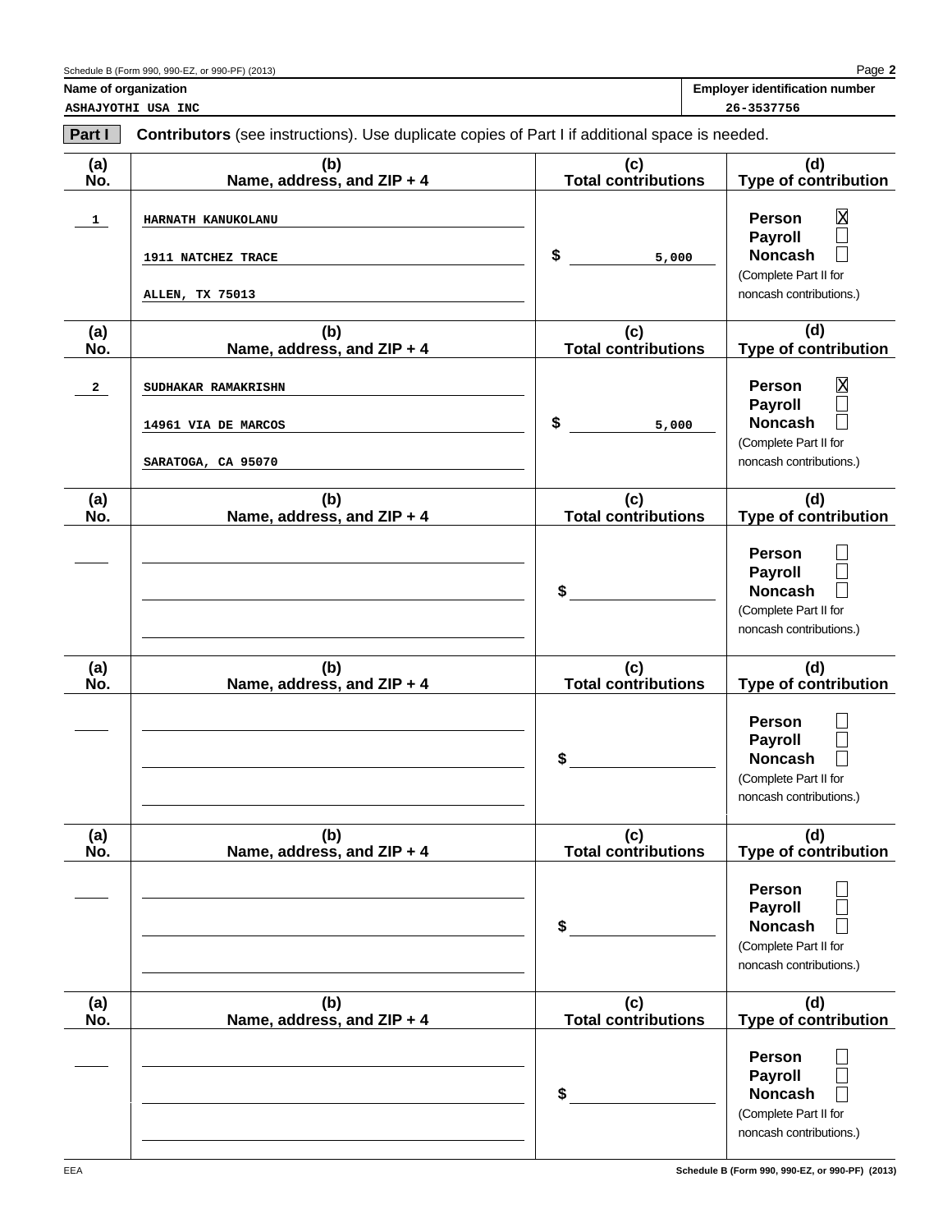**Name of organization**
ASHAJYOTHI USA INC

**Employer identification number**
26-3537756

**Part I** **Contributors** (see instructions). Use duplicate copies of Part I if additional space is needed.

| (a) No. | (b) Name, address, and ZIP + 4 | (c) Total contributions | (d) Type of contribution |
|---|---|---|---|
| 1 | HARNATH KANUKOLANU<br>1911 NATCHEZ TRACE<br>ALLEN, TX 75013 | $ 5,000 | Person ☒<br>Payroll ☐<br>Noncash ☐<br>(Complete Part II for noncash contributions.) |
| 2 | SUDHAKAR RAMAKRISHN<br>14961 VIA DE MARCOS<br>SARATOGA, CA 95070 | $ 5,000 | Person ☒<br>Payroll ☐<br>Noncash ☐<br>(Complete Part II for noncash contributions.) |
| | | $ | Person ☐<br>Payroll ☐<br>Noncash ☐<br>(Complete Part II for noncash contributions.) |
| | | $ | Person ☐<br>Payroll ☐<br>Noncash ☐<br>(Complete Part II for noncash contributions.) |
| | | $ | Person ☐<br>Payroll ☐<br>Noncash ☐<br>(Complete Part II for noncash contributions.) |
| | | $ | Person ☐<br>Payroll ☐<br>Noncash ☐<br>(Complete Part II for noncash contributions.) |

EEA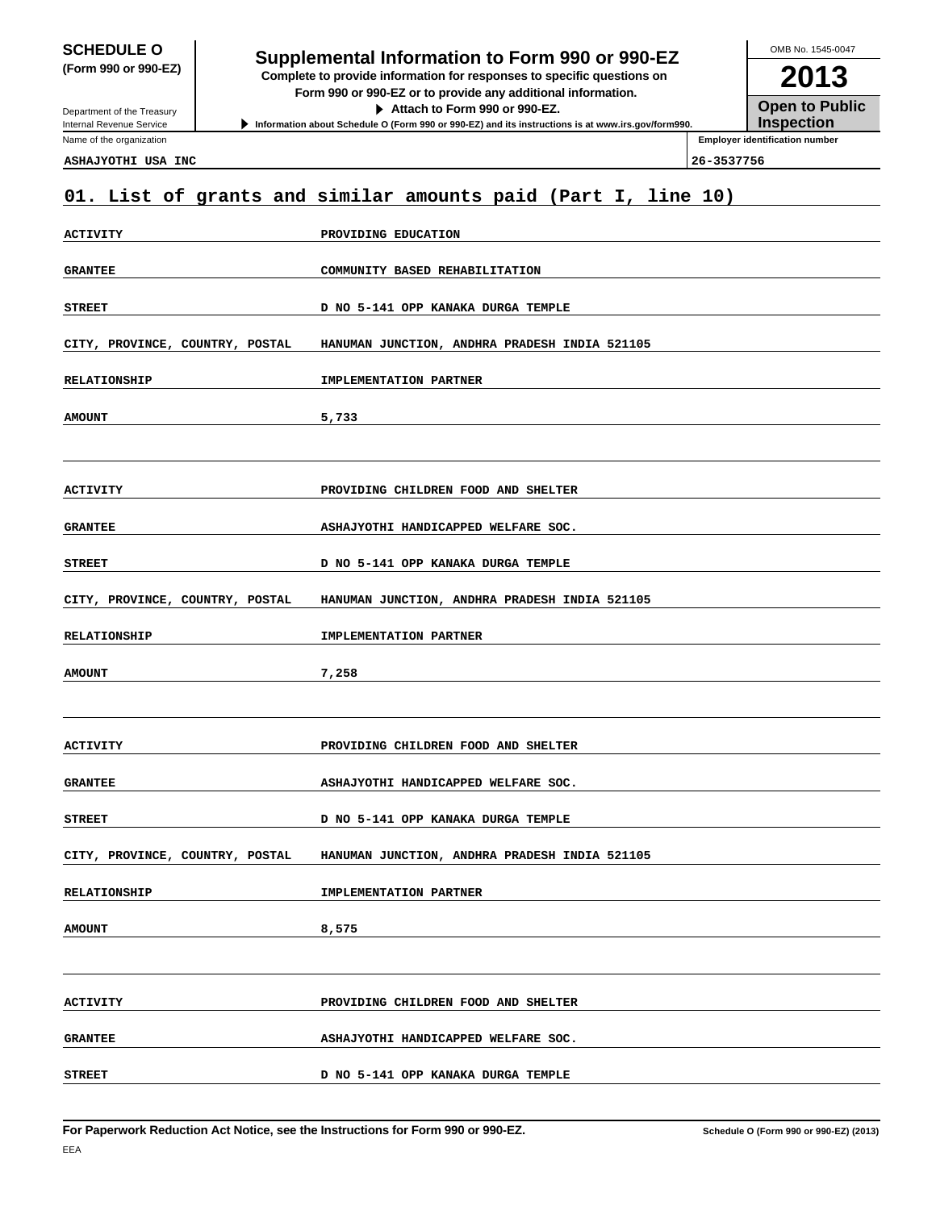**SCHEDULE O**
**(Form 990 or 990-EZ)**

Department of the Treasury
Internal Revenue Service

# Supplemental Information to Form 990 or 990-EZ

**Complete to provide information for responses to specific questions on Form 990 or 990-EZ or to provide any additional information.**
**▶ Attach to Form 990 or 990-EZ.**
**▶ Information about Schedule O (Form 990 or 990-EZ) and its instructions is at www.irs.gov/form990.**

OMB No. 1545-0047

**2013**

**Open to Public Inspection**

| Name of the organization | Employer identification number |
|---|---|
| ASHAJYOTHI USA INC | 26-3537756 |

## 01. List of grants and similar amounts paid (Part I, line 10)

| | |
|---|---|
| ACTIVITY | PROVIDING EDUCATION |
| GRANTEE | COMMUNITY BASED REHABILITATION |
| STREET | D NO 5-141 OPP KANAKA DURGA TEMPLE |
| CITY, PROVINCE, COUNTRY, POSTAL | HANUMAN JUNCTION, ANDHRA PRADESH INDIA 521105 |
| RELATIONSHIP | IMPLEMENTATION PARTNER |
| AMOUNT | 5,733 |

| | |
|---|---|
| ACTIVITY | PROVIDING CHILDREN FOOD AND SHELTER |
| GRANTEE | ASHAJYOTHI HANDICAPPED WELFARE SOC. |
| STREET | D NO 5-141 OPP KANAKA DURGA TEMPLE |
| CITY, PROVINCE, COUNTRY, POSTAL | HANUMAN JUNCTION, ANDHRA PRADESH INDIA 521105 |
| RELATIONSHIP | IMPLEMENTATION PARTNER |
| AMOUNT | 7,258 |

| | |
|---|---|
| ACTIVITY | PROVIDING CHILDREN FOOD AND SHELTER |
| GRANTEE | ASHAJYOTHI HANDICAPPED WELFARE SOC. |
| STREET | D NO 5-141 OPP KANAKA DURGA TEMPLE |
| CITY, PROVINCE, COUNTRY, POSTAL | HANUMAN JUNCTION, ANDHRA PRADESH INDIA 521105 |
| RELATIONSHIP | IMPLEMENTATION PARTNER |
| AMOUNT | 8,575 |

| | |
|---|---|
| ACTIVITY | PROVIDING CHILDREN FOOD AND SHELTER |
| GRANTEE | ASHAJYOTHI HANDICAPPED WELFARE SOC. |
| STREET | D NO 5-141 OPP KANAKA DURGA TEMPLE |

**For Paperwork Reduction Act Notice, see the Instructions for Form 990 or 990-EZ.** Schedule O (Form 990 or 990-EZ) (2013)

EEA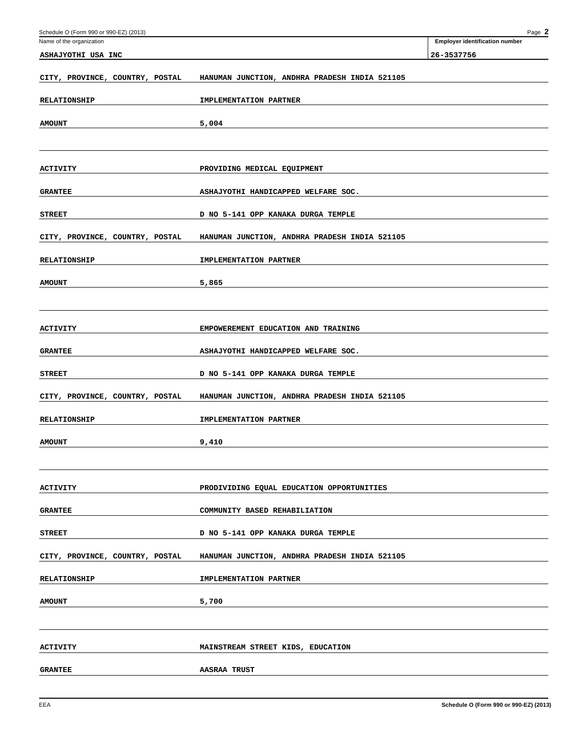Name of the organization: ASHAJYOTHI USA INC

Employer identification number: 26-3537756

| | |
|---|---|
| CITY, PROVINCE, COUNTRY, POSTAL | HANUMAN JUNCTION, ANDHRA PRADESH INDIA 521105 |
| RELATIONSHIP | IMPLEMENTATION PARTNER |
| AMOUNT | 5,004 |

| | |
|---|---|
| ACTIVITY | PROVIDING MEDICAL EQUIPMENT |
| GRANTEE | ASHAJYOTHI HANDICAPPED WELFARE SOC. |
| STREET | D NO 5-141 OPP KANAKA DURGA TEMPLE |
| CITY, PROVINCE, COUNTRY, POSTAL | HANUMAN JUNCTION, ANDHRA PRADESH INDIA 521105 |
| RELATIONSHIP | IMPLEMENTATION PARTNER |
| AMOUNT | 5,865 |

| | |
|---|---|
| ACTIVITY | EMPOWEREMENT EDUCATION AND TRAINING |
| GRANTEE | ASHAJYOTHI HANDICAPPED WELFARE SOC. |
| STREET | D NO 5-141 OPP KANAKA DURGA TEMPLE |
| CITY, PROVINCE, COUNTRY, POSTAL | HANUMAN JUNCTION, ANDHRA PRADESH INDIA 521105 |
| RELATIONSHIP | IMPLEMENTATION PARTNER |
| AMOUNT | 9,410 |

| | |
|---|---|
| ACTIVITY | PRODIVIDING EQUAL EDUCATION OPPORTUNITIES |
| GRANTEE | COMMUNITY BASED REHABILIATION |
| STREET | D NO 5-141 OPP KANAKA DURGA TEMPLE |
| CITY, PROVINCE, COUNTRY, POSTAL | HANUMAN JUNCTION, ANDHRA PRADESH INDIA 521105 |
| RELATIONSHIP | IMPLEMENTATION PARTNER |
| AMOUNT | 5,700 |

| | |
|---|---|
| ACTIVITY | MAINSTREAM STREET KIDS, EDUCATION |
| GRANTEE | AASRAA TRUST |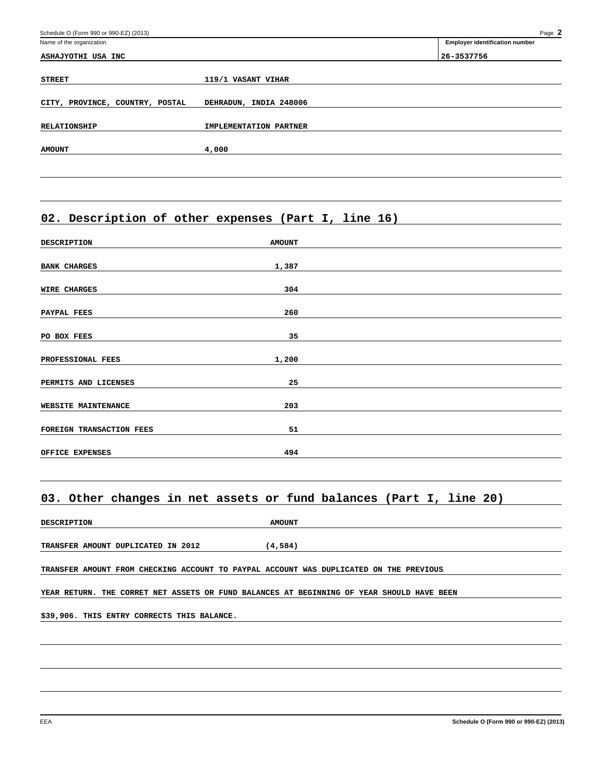| Name of the organization | Employer identification number |
|---|---|
| ASHAJYOTHI USA INC | 26-3537756 |

| | |
|---|---|
| STREET | 119/1 VASANT VIHAR |
| CITY, PROVINCE, COUNTRY, POSTAL | DEHRADUN, INDIA 248006 |
| RELATIONSHIP | IMPLEMENTATION PARTNER |
| AMOUNT | 4,000 |

## 02. Description of other expenses (Part I, line 16)

| DESCRIPTION | AMOUNT |
|---|---|
| BANK CHARGES | 1,387 |
| WIRE CHARGES | 304 |
| PAYPAL FEES | 260 |
| PO BOX FEES | 35 |
| PROFESSIONAL FEES | 1,200 |
| PERMITS AND LICENSES | 25 |
| WEBSITE MAINTENANCE | 203 |
| FOREIGN TRANSACTION FEES | 51 |
| OFFICE EXPENSES | 494 |

## 03. Other changes in net assets or fund balances (Part I, line 20)

| DESCRIPTION | AMOUNT |
|---|---|
| TRANSFER AMOUNT DUPLICATED IN 2012 | (4,584) |

TRANSFER AMOUNT FROM CHECKING ACCOUNT TO PAYPAL ACCOUNT WAS DUPLICATED ON THE PREVIOUS YEAR RETURN. THE CORRET NET ASSETS OR FUND BALANCES AT BEGINNING OF YEAR SHOULD HAVE BEEN $39,906. THIS ENTRY CORRECTS THIS BALANCE.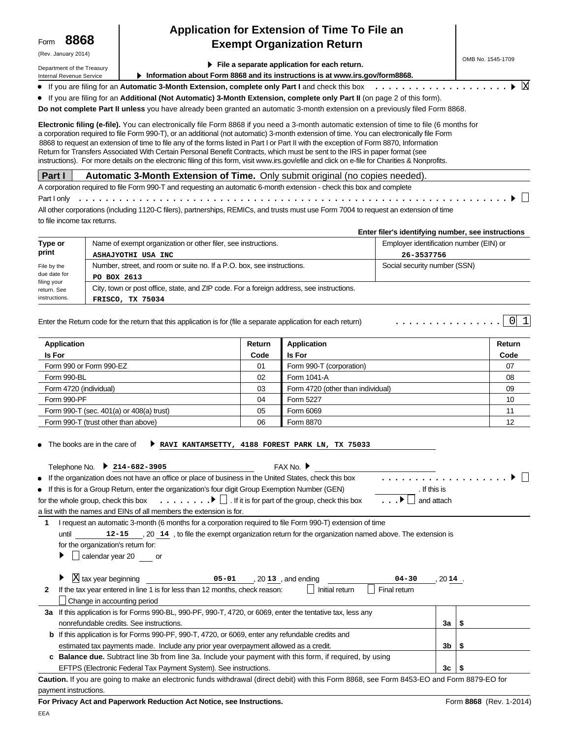Form **8868** (Rev. January 2014)

Department of the Treasury
Internal Revenue Service

# Application for Extension of Time To File an Exempt Organization Return

▶ **File a separate application for each return.**

▶ **Information about Form 8868 and its instructions is at www.irs.gov/form8868.**

OMB No. 1545-1709

- If you are filing for an **Automatic 3-Month Extension, complete only Part I** and check this box . . . . . . . . . . . . . . . . . . . . ▶ ☒
- If you are filing for an **Additional (Not Automatic) 3-Month Extension, complete only Part II** (on page 2 of this form).

**Do not complete Part II unless** you have already been granted an automatic 3-month extension on a previously filed Form 8868.

**Electronic filing (e-file).** You can electronically file Form 8868 if you need a 3-month automatic extension of time to file (6 months for a corporation required to file Form 990-T), or an additional (not automatic) 3-month extension of time. You can electronically file Form 8868 to request an extension of time to file any of the forms listed in Part I or Part II with the exception of Form 8870, Information Return for Transfers Associated With Certain Personal Benefit Contracts, which must be sent to the IRS in paper format (see instructions). For more details on the electronic filing of this form, visit www.irs.gov/efile and click on e-file for Charities & Nonprofits.

## Part I — Automatic 3-Month Extension of Time. Only submit original (no copies needed).

A corporation required to file Form 990-T and requesting an automatic 6-month extension - check this box and complete Part I only . . . . . . . . . . . . . . . . . . . . . . . . . . . . . . . . . . . . . . . . . . . . . . . . . . ▶ ☐

All other corporations (including 1120-C filers), partnerships, REMICs, and trusts must use Form 7004 to request an extension of time to file income tax returns.

**Enter filer's identifying number, see instructions**

| Type or print | Name of exempt organization or other filer, see instructions. | Employer identification number (EIN) or |
|---|---|---|
| | ASHAJYOTHI USA INC | 26-3537756 |
| File by the due date for filing your return. See instructions. | Number, street, and room or suite no. If a P.O. box, see instructions. | Social security number (SSN) |
| | PO BOX 2613 | |
| | City, town or post office, state, and ZIP code. For a foreign address, see instructions. | |
| | FRISCO, TX 75034 | |

Enter the Return code for the return that this application is for (file a separate application for each return) . . . . . . . . . . . . . . . . 0 1

| Application Is For | Return Code | Application Is For | Return Code |
|---|---|---|---|
| Form 990 or Form 990-EZ | 01 | Form 990-T (corporation) | 07 |
| Form 990-BL | 02 | Form 1041-A | 08 |
| Form 4720 (individual) | 03 | Form 4720 (other than individual) | 09 |
| Form 990-PF | 04 | Form 5227 | 10 |
| Form 990-T (sec. 401(a) or 408(a) trust) | 05 | Form 6069 | 11 |
| Form 990-T (trust other than above) | 06 | Form 8870 | 12 |

- The books are in the care of ▶ RAVI KANTAMSETTY, 4188 FOREST PARK LN, TX 75033

Telephone No. ▶ 214-682-3905 FAX No. ▶

- If the organization does not have an office or place of business in the United States, check this box . . . . . . . . . . . . . . . . . . . ▶ ☐
- If this is for a Group Return, enter the organization's four digit Group Exemption Number (GEN) ______ . If this is for the whole group, check this box . . . . . . . . ▶ ☐ . If it is for part of the group, check this box . . . ▶ ☐ and attach a list with the names and EINs of all members the extension is for.

**1** I request an automatic 3-month (6 months for a corporation required to file Form 990-T) extension of time until 12-15 , 20 14 , to file the exempt organization return for the organization named above. The extension is for the organization's return for:

▶ ☐ calendar year 20 ___ or

▶ ☒ tax year beginning 05-01 , 20 13 , and ending 04-30 , 20 14 .

**2** If the tax year entered in line 1 is for less than 12 months, check reason: ☐ Initial return ☐ Final return ☐ Change in accounting period

| | | | |
|---|---|---|---|
| **3a** | If this application is for Forms 990-BL, 990-PF, 990-T, 4720, or 6069, enter the tentative tax, less any nonrefundable credits. See instructions. | 3a | $ |
| **b** | If this application is for Forms 990-PF, 990-T, 4720, or 6069, enter any refundable credits and estimated tax payments made. Include any prior year overpayment allowed as a credit. | 3b | $ |
| **c** | **Balance due.** Subtract line 3b from line 3a. Include your payment with this form, if required, by using EFTPS (Electronic Federal Tax Payment System). See instructions. | 3c | $ |

**Caution.** If you are going to make an electronic funds withdrawal (direct debit) with this Form 8868, see Form 8453-EO and Form 8879-EO for payment instructions.

**For Privacy Act and Paperwork Reduction Act Notice, see Instructions.** Form **8868** (Rev. 1-2014)

EEA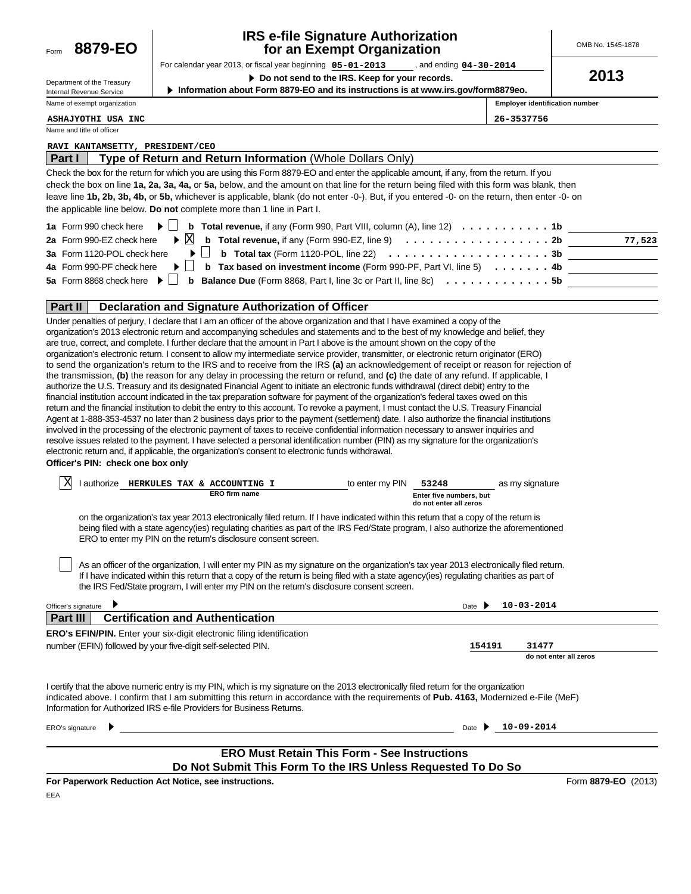Form **8879-EO**

Department of the Treasury
Internal Revenue Service

# IRS e-file Signature Authorization for an Exempt Organization

OMB No. 1545-1878

**2013**

For calendar year 2013, or fiscal year beginning **05-01-2013** , and ending **04-30-2014**

▶ **Do not send to the IRS. Keep for your records.**

▶ **Information about Form 8879-EO and its instructions is at www.irs.gov/form8879eo.**

| Name of exempt organization | Employer identification number |
|---|---|
| ASHAJYOTHI USA INC | 26-3537756 |

Name and title of officer

RAVI KANTAMSETTY, PRESIDENT/CEO

## Part I — Type of Return and Return Information (Whole Dollars Only)

Check the box for the return for which you are using this Form 8879-EO and enter the applicable amount, if any, from the return. If you check the box on line **1a, 2a, 3a, 4a,** or **5a,** below, and the amount on that line for the return being filed with this form was blank, then leave line **1b, 2b, 3b, 4b,** or **5b,** whichever is applicable, blank (do not enter -0-). But, if you entered -0- on the return, then enter -0- on the applicable line below. **Do not** complete more than 1 line in Part I.

| | | | |
|---|---|---|---|
| **1a** Form 990 check here ▶ ☐ | **b Total revenue,** if any (Form 990, Part VIII, column (A), line 12) | **1b** | |
| **2a** Form 990-EZ check here ▶ ☒ | **b Total revenue,** if any (Form 990-EZ, line 9) | **2b** | 77,523 |
| **3a** Form 1120-POL check here ▶ ☐ | **b Total tax** (Form 1120-POL, line 22) | **3b** | |
| **4a** Form 990-PF check here ▶ ☐ | **b Tax based on investment income** (Form 990-PF, Part VI, line 5) | **4b** | |
| **5a** Form 8868 check here ▶ ☐ | **b Balance Due** (Form 8868, Part I, line 3c or Part II, line 8c) | **5b** | |

## Part II — Declaration and Signature Authorization of Officer

Under penalties of perjury, I declare that I am an officer of the above organization and that I have examined a copy of the organization's 2013 electronic return and accompanying schedules and statements and to the best of my knowledge and belief, they are true, correct, and complete. I further declare that the amount in Part I above is the amount shown on the copy of the organization's electronic return. I consent to allow my intermediate service provider, transmitter, or electronic return originator (ERO) to send the organization's return to the IRS and to receive from the IRS **(a)** an acknowledgement of receipt or reason for rejection of the transmission, **(b)** the reason for any delay in processing the return or refund, and **(c)** the date of any refund. If applicable, I authorize the U.S. Treasury and its designated Financial Agent to initiate an electronic funds withdrawal (direct debit) entry to the financial institution account indicated in the tax preparation software for payment of the organization's federal taxes owed on this return and the financial institution to debit the entry to this account. To revoke a payment, I must contact the U.S. Treasury Financial Agent at 1-888-353-4537 no later than 2 business days prior to the payment (settlement) date. I also authorize the financial institutions involved in the processing of the electronic payment of taxes to receive confidential information necessary to answer inquiries and resolve issues related to the payment. I have selected a personal identification number (PIN) as my signature for the organization's electronic return and, if applicable, the organization's consent to electronic funds withdrawal.

**Officer's PIN: check one box only**

☒ I authorize **HERKULES TAX & ACCOUNTING I** (ERO firm name) to enter my PIN **53248** (Enter five numbers, but do not enter all zeros) as my signature on the organization's tax year 2013 electronically filed return. If I have indicated within this return that a copy of the return is being filed with a state agency(ies) regulating charities as part of the IRS Fed/State program, I also authorize the aforementioned ERO to enter my PIN on the return's disclosure consent screen.

☐ As an officer of the organization, I will enter my PIN as my signature on the organization's tax year 2013 electronically filed return. If I have indicated within this return that a copy of the return is being filed with a state agency(ies) regulating charities as part of the IRS Fed/State program, I will enter my PIN on the return's disclosure consent screen.

Officer's signature ▶ Date ▶ **10-03-2014**

## Part III — Certification and Authentication

**ERO's EFIN/PIN.** Enter your six-digit electronic filing identification number (EFIN) followed by your five-digit self-selected PIN. **154191 31477** (do not enter all zeros)

I certify that the above numeric entry is my PIN, which is my signature on the 2013 electronically filed return for the organization indicated above. I confirm that I am submitting this return in accordance with the requirements of **Pub. 4163,** Modernized e-File (MeF) Information for Authorized IRS e-file Providers for Business Returns.

ERO's signature ▶ Date ▶ **10-09-2014**

**ERO Must Retain This Form - See Instructions**
**Do Not Submit This Form To the IRS Unless Requested To Do So**

**For Paperwork Reduction Act Notice, see instructions.** Form **8879-EO** (2013)

EEA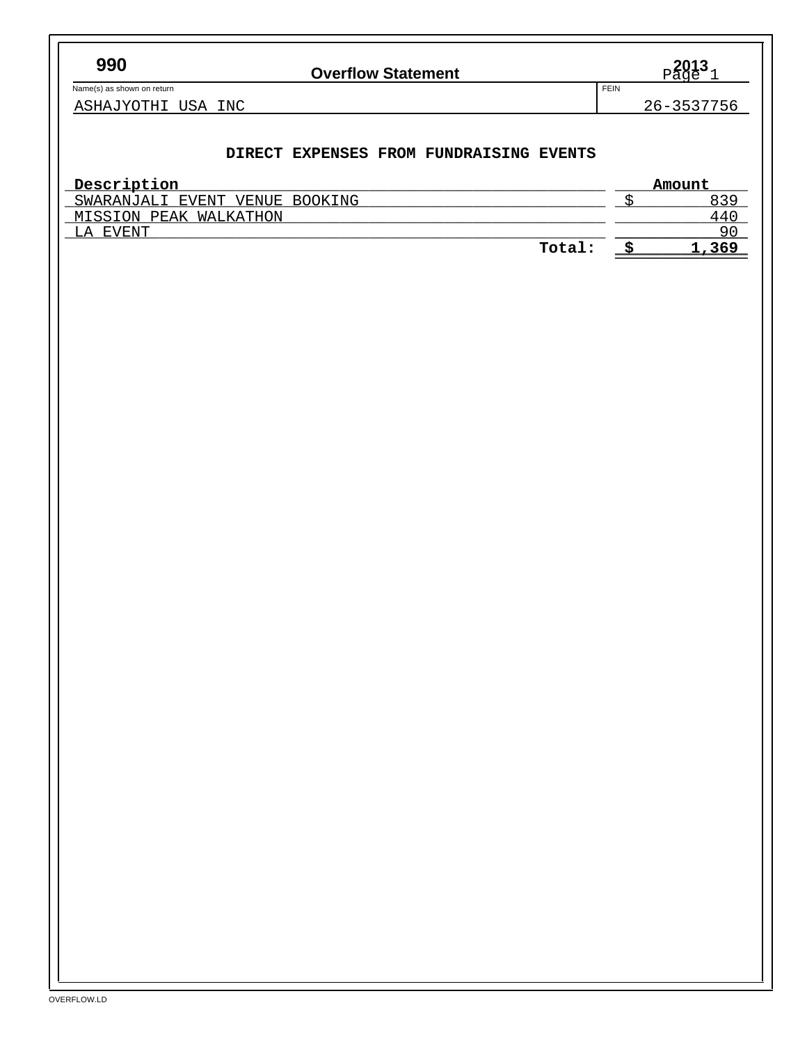**990** **Overflow Statement** **2013**

Name(s) as shown on return: ASHAJYOTHI USA INC

FEIN: 26-3537756

## DIRECT EXPENSES FROM FUNDRAISING EVENTS

| Description | Amount |
|---|---|
| SWARANJALI EVENT VENUE BOOKING | $ 839 |
| MISSION PEAK WALKATHON | 440 |
| LA EVENT | 90 |
| **Total:** | **$ 1,369** |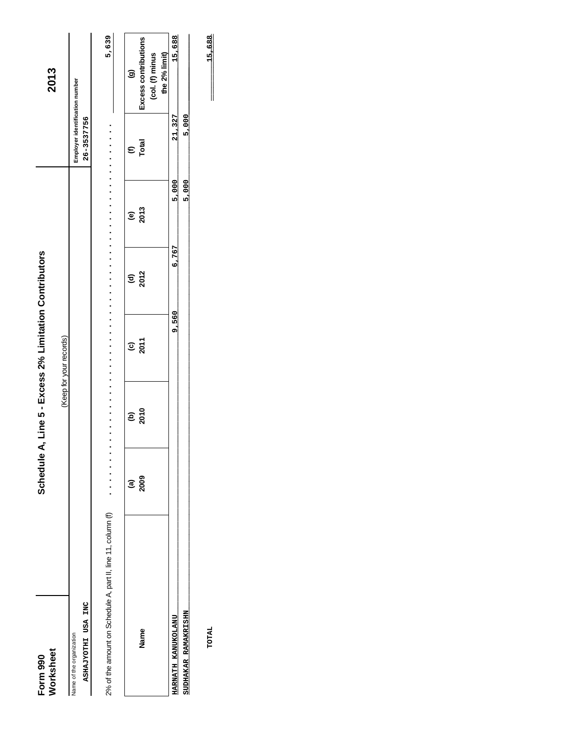# Form 990 Worksheet

## Schedule A, Line 5 - Excess 2% Limitation Contributors

(Keep for your records)

**2013**

Name of the organization: ASHAJYOTHI USA INC

Employer identification number: 26-3537756

2% of the amount on Schedule A, part II, line 11, column (f) . . . . . . . . . . . . . . . . . . . . 5,639

| Name | (a) 2009 | (b) 2010 | (c) 2011 | (d) 2012 | (e) 2013 | (f) Total | (g) Excess contributions (col. (f) minus the 2% limit) |
|---|---|---|---|---|---|---|---|
| HARNATH KANUKOLANU | | | 9,560 | 6,767 | 5,000 | 21,327 | 15,688 |
| SUDHAKAR RAMAKRISHN | | | | | 5,000 | 5,000 | |

TOTAL 15,688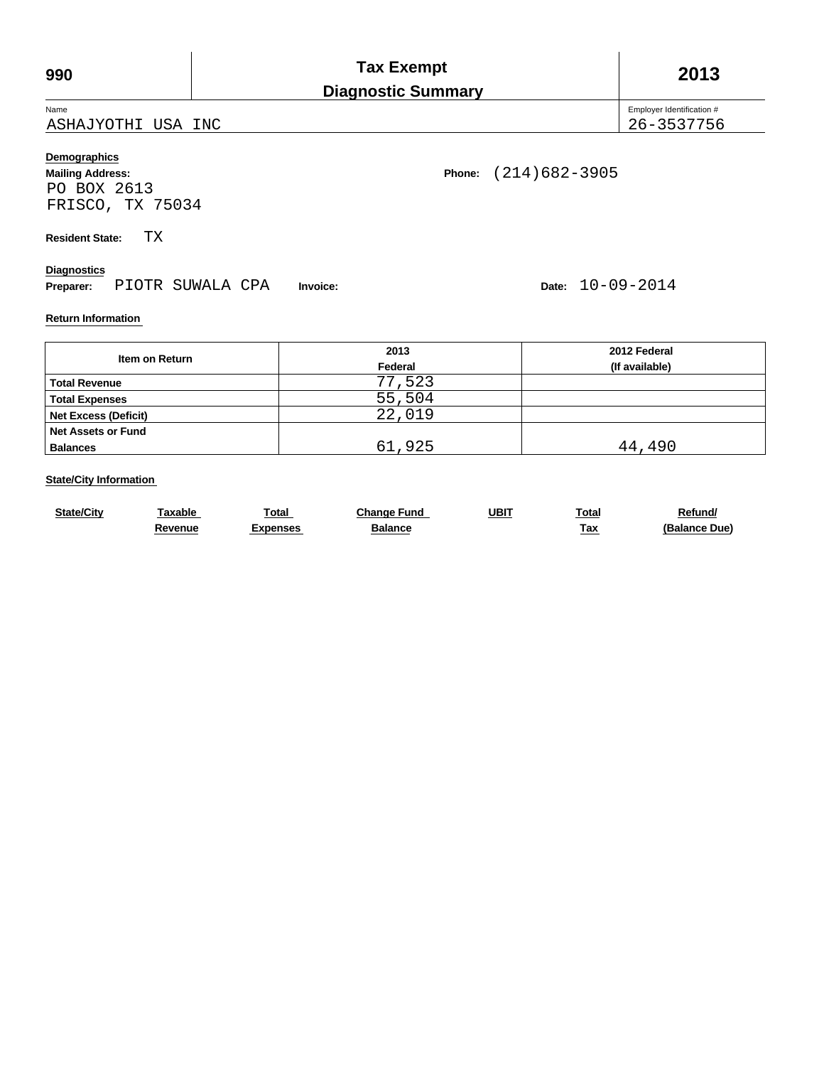# 990 — Tax Exempt Diagnostic Summary — 2013

Name: ASHAJYOTHI USA INC

Employer Identification #: 26-3537756

**Demographics**

**Mailing Address:**
PO BOX 2613
FRISCO, TX 75034

**Phone:** (214)682-3905

**Resident State:** TX

**Diagnostics**

**Preparer:** PIOTR SUWALA CPA **Invoice:** **Date:** 10-09-2014

**Return Information**

| Item on Return | 2013 Federal | 2012 Federal (If available) |
|---|---|---|
| Total Revenue | 77,523 | |
| Total Expenses | 55,504 | |
| Net Excess (Deficit) | 22,019 | |
| Net Assets or Fund Balances | 61,925 | 44,490 |

**State/City Information**

| State/City | Taxable Revenue | Total Expenses | Change Fund Balance | UBIT | Total Tax | Refund/ (Balance Due) |
|---|---|---|---|---|---|---|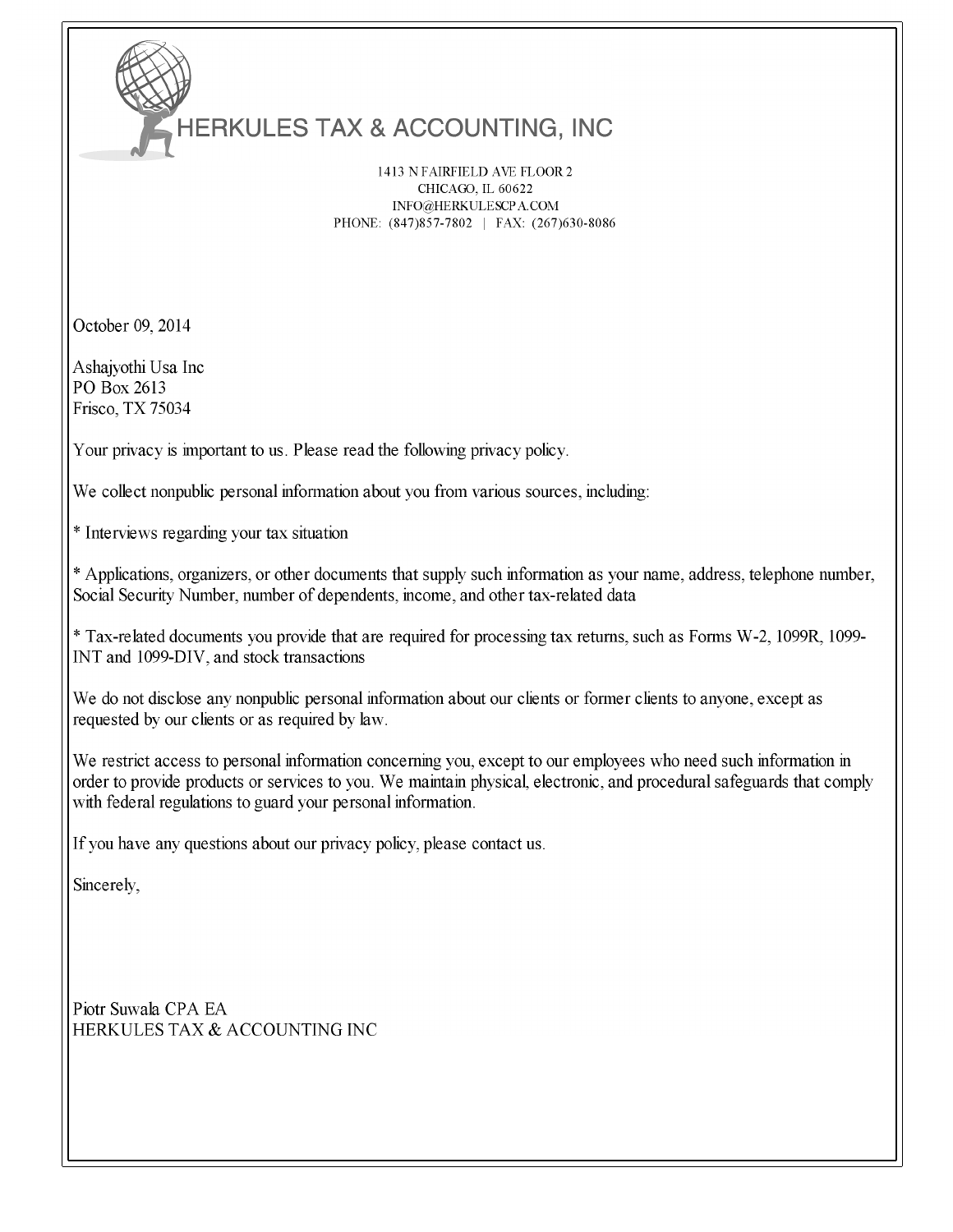# HERKULES TAX & ACCOUNTING, INC

1413 N FAIRFIELD AVE FLOOR 2
CHICAGO, IL 60622
INFO@HERKULESCPA.COM
PHONE: (847)857-7802 | FAX: (267)630-8086

October 09, 2014

Ashajyothi Usa Inc
PO Box 2613
Frisco, TX 75034

Your privacy is important to us. Please read the following privacy policy.

We collect nonpublic personal information about you from various sources, including:

* Interviews regarding your tax situation

* Applications, organizers, or other documents that supply such information as your name, address, telephone number, Social Security Number, number of dependents, income, and other tax-related data

* Tax-related documents you provide that are required for processing tax returns, such as Forms W-2, 1099R, 1099-INT and 1099-DIV, and stock transactions

We do not disclose any nonpublic personal information about our clients or former clients to anyone, except as requested by our clients or as required by law.

We restrict access to personal information concerning you, except to our employees who need such information in order to provide products or services to you. We maintain physical, electronic, and procedural safeguards that comply with federal regulations to guard your personal information.

If you have any questions about our privacy policy, please contact us.

Sincerely,

Piotr Suwala CPA EA
HERKULES TAX & ACCOUNTING INC